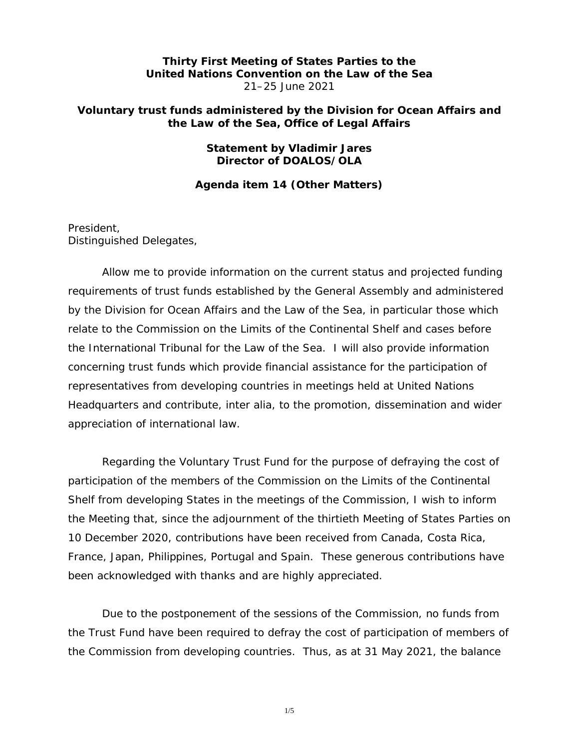**Thirty First Meeting of States Parties to the United Nations Convention on the Law of the Sea**
21–25 June 2021

**Voluntary trust funds administered by the Division for Ocean Affairs and the Law of the Sea, Office of Legal Affairs**

**Statement by Vladimir Jares**
**Director of DOALOS/OLA**

**Agenda item 14 (Other Matters)**

President,
Distinguished Delegates,

Allow me to provide information on the current status and projected funding requirements of trust funds established by the General Assembly and administered by the Division for Ocean Affairs and the Law of the Sea, in particular those which relate to the Commission on the Limits of the Continental Shelf and cases before the International Tribunal for the Law of the Sea. I will also provide information concerning trust funds which provide financial assistance for the participation of representatives from developing countries in meetings held at United Nations Headquarters and contribute, inter alia, to the promotion, dissemination and wider appreciation of international law.

Regarding the Voluntary Trust Fund for the purpose of defraying the cost of participation of the members of the Commission on the Limits of the Continental Shelf from developing States in the meetings of the Commission, I wish to inform the Meeting that, since the adjournment of the thirtieth Meeting of States Parties on 10 December 2020, contributions have been received from Canada, Costa Rica, France, Japan, Philippines, Portugal and Spain. These generous contributions have been acknowledged with thanks and are highly appreciated.

Due to the postponement of the sessions of the Commission, no funds from the Trust Fund have been required to defray the cost of participation of members of the Commission from developing countries. Thus, as at 31 May 2021, the balance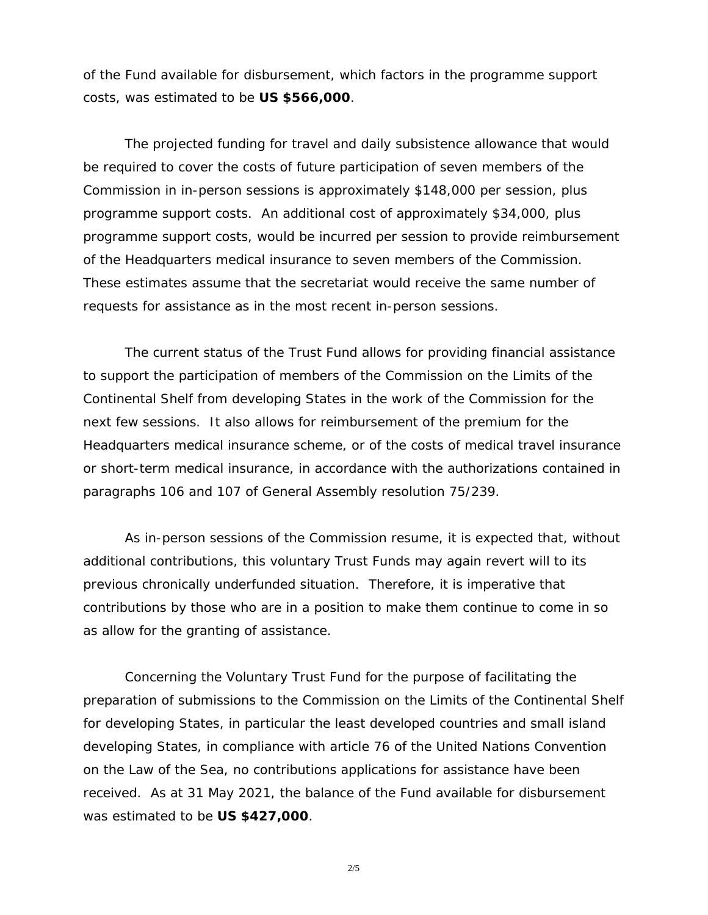of the Fund available for disbursement, which factors in the programme support costs, was estimated to be **US $566,000**.

The projected funding for travel and daily subsistence allowance that would be required to cover the costs of future participation of seven members of the Commission in in-person sessions is approximately $148,000 per session, plus programme support costs. An additional cost of approximately $34,000, plus programme support costs, would be incurred per session to provide reimbursement of the Headquarters medical insurance to seven members of the Commission. These estimates assume that the secretariat would receive the same number of requests for assistance as in the most recent in-person sessions.

The current status of the Trust Fund allows for providing financial assistance to support the participation of members of the Commission on the Limits of the Continental Shelf from developing States in the work of the Commission for the next few sessions. It also allows for reimbursement of the premium for the Headquarters medical insurance scheme, or of the costs of medical travel insurance or short-term medical insurance, in accordance with the authorizations contained in paragraphs 106 and 107 of General Assembly resolution 75/239.

As in-person sessions of the Commission resume, it is expected that, without additional contributions, this voluntary Trust Funds may again revert will to its previous chronically underfunded situation. Therefore, it is imperative that contributions by those who are in a position to make them continue to come in so as allow for the granting of assistance.

Concerning the Voluntary Trust Fund for the purpose of facilitating the preparation of submissions to the Commission on the Limits of the Continental Shelf for developing States, in particular the least developed countries and small island developing States, in compliance with article 76 of the United Nations Convention on the Law of the Sea, no contributions applications for assistance have been received. As at 31 May 2021, the balance of the Fund available for disbursement was estimated to be **US $427,000**.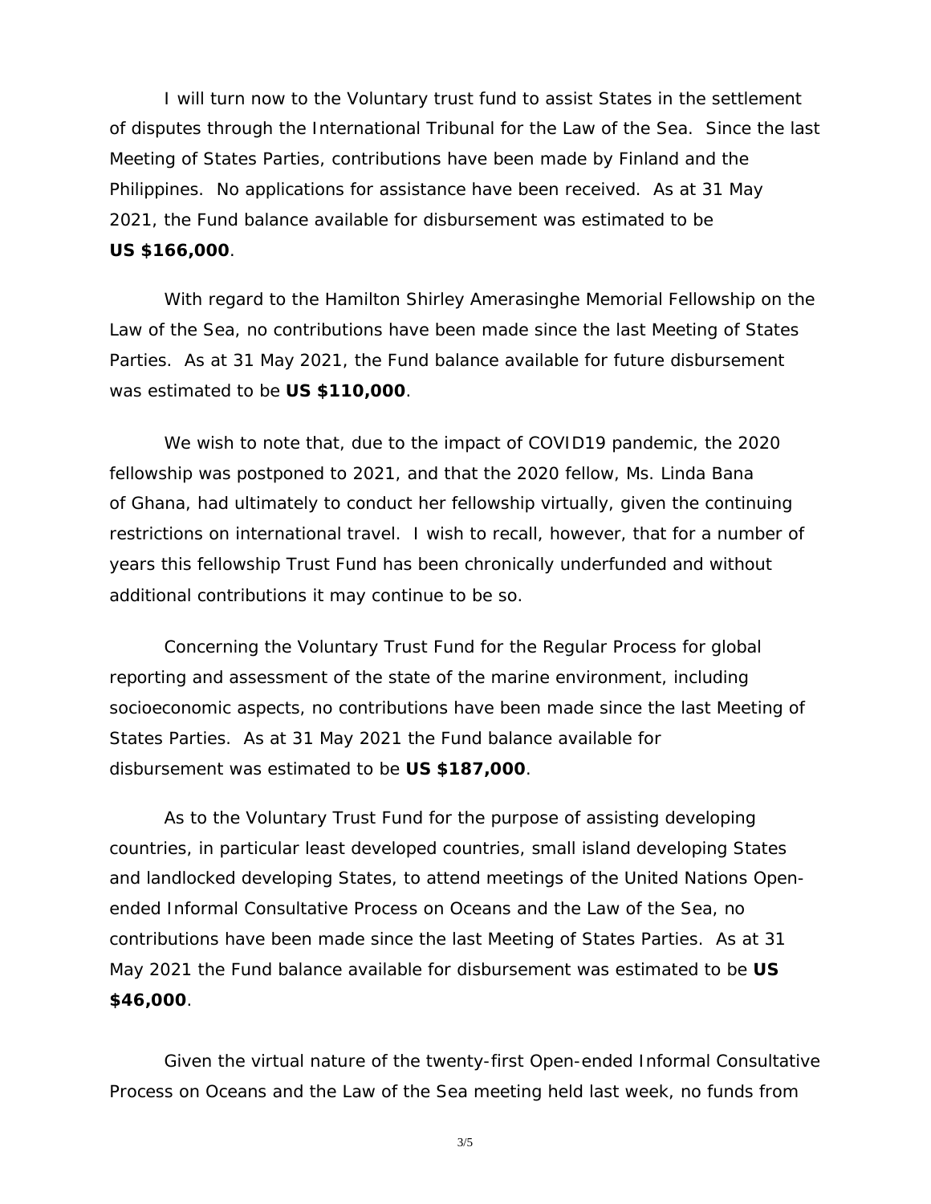I will turn now to the Voluntary trust fund to assist States in the settlement of disputes through the International Tribunal for the Law of the Sea. Since the last Meeting of States Parties, contributions have been made by Finland and the Philippines. No applications for assistance have been received. As at 31 May 2021, the Fund balance available for disbursement was estimated to be **US $166,000**.

With regard to the Hamilton Shirley Amerasinghe Memorial Fellowship on the Law of the Sea, no contributions have been made since the last Meeting of States Parties. As at 31 May 2021, the Fund balance available for future disbursement was estimated to be **US $110,000**.

We wish to note that, due to the impact of COVID19 pandemic, the 2020 fellowship was postponed to 2021, and that the 2020 fellow, Ms. Linda Bana of Ghana, had ultimately to conduct her fellowship virtually, given the continuing restrictions on international travel. I wish to recall, however, that for a number of years this fellowship Trust Fund has been chronically underfunded and without additional contributions it may continue to be so.

Concerning the Voluntary Trust Fund for the Regular Process for global reporting and assessment of the state of the marine environment, including socioeconomic aspects, no contributions have been made since the last Meeting of States Parties. As at 31 May 2021 the Fund balance available for disbursement was estimated to be **US $187,000**.

As to the Voluntary Trust Fund for the purpose of assisting developing countries, in particular least developed countries, small island developing States and landlocked developing States, to attend meetings of the United Nations Open-ended Informal Consultative Process on Oceans and the Law of the Sea, no contributions have been made since the last Meeting of States Parties. As at 31 May 2021 the Fund balance available for disbursement was estimated to be **US $46,000**.

Given the virtual nature of the twenty-first Open-ended Informal Consultative Process on Oceans and the Law of the Sea meeting held last week, no funds from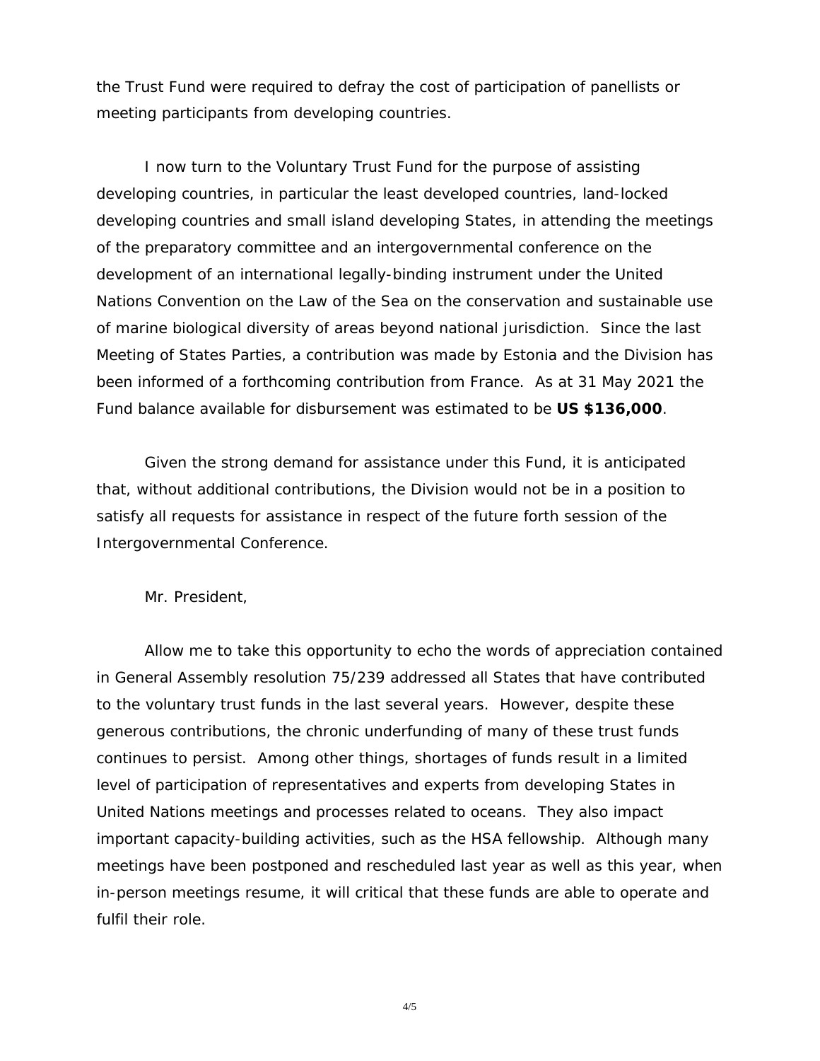the Trust Fund were required to defray the cost of participation of panellists or meeting participants from developing countries.

I now turn to the Voluntary Trust Fund for the purpose of assisting developing countries, in particular the least developed countries, land-locked developing countries and small island developing States, in attending the meetings of the preparatory committee and an intergovernmental conference on the development of an international legally-binding instrument under the United Nations Convention on the Law of the Sea on the conservation and sustainable use of marine biological diversity of areas beyond national jurisdiction. Since the last Meeting of States Parties, a contribution was made by Estonia and the Division has been informed of a forthcoming contribution from France. As at 31 May 2021 the Fund balance available for disbursement was estimated to be **US $136,000**.

Given the strong demand for assistance under this Fund, it is anticipated that, without additional contributions, the Division would not be in a position to satisfy all requests for assistance in respect of the future forth session of the Intergovernmental Conference.

Mr. President,

Allow me to take this opportunity to echo the words of appreciation contained in General Assembly resolution 75/239 addressed all States that have contributed to the voluntary trust funds in the last several years. However, despite these generous contributions, the chronic underfunding of many of these trust funds continues to persist. Among other things, shortages of funds result in a limited level of participation of representatives and experts from developing States in United Nations meetings and processes related to oceans. They also impact important capacity-building activities, such as the HSA fellowship. Although many meetings have been postponed and rescheduled last year as well as this year, when in-person meetings resume, it will critical that these funds are able to operate and fulfil their role.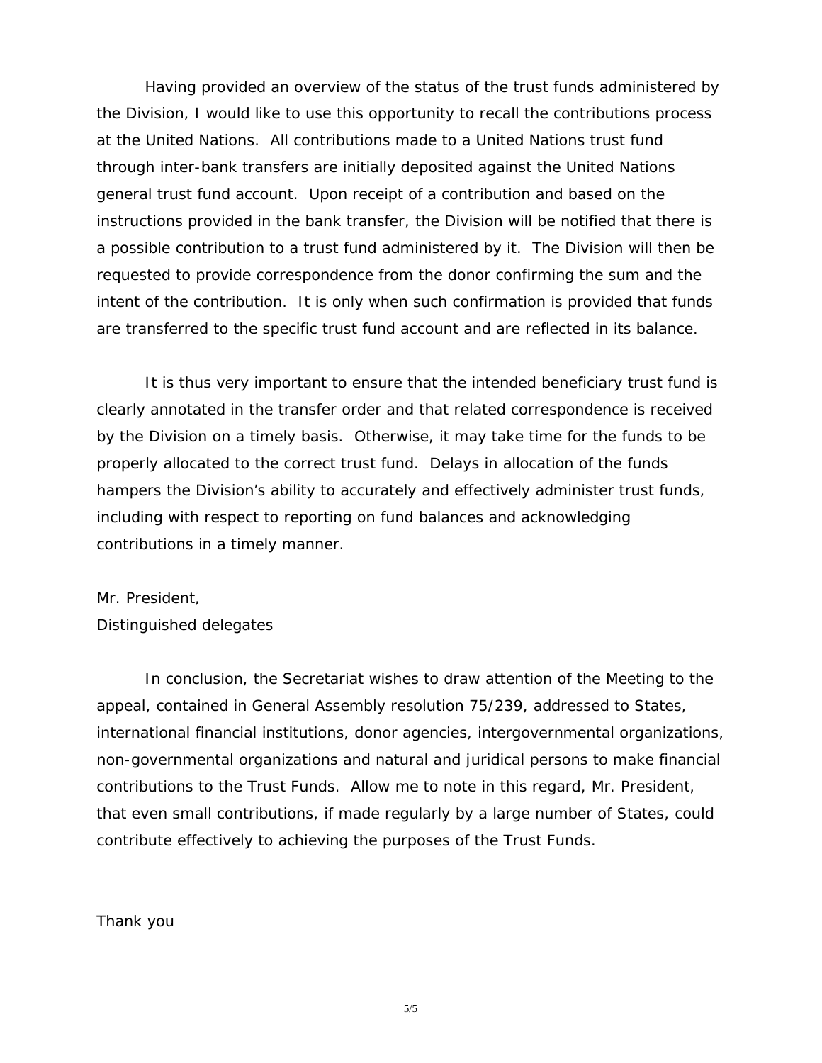Having provided an overview of the status of the trust funds administered by the Division, I would like to use this opportunity to recall the contributions process at the United Nations. All contributions made to a United Nations trust fund through inter-bank transfers are initially deposited against the United Nations general trust fund account. Upon receipt of a contribution and based on the instructions provided in the bank transfer, the Division will be notified that there is a possible contribution to a trust fund administered by it. The Division will then be requested to provide correspondence from the donor confirming the sum and the intent of the contribution. It is only when such confirmation is provided that funds are transferred to the specific trust fund account and are reflected in its balance.

It is thus very important to ensure that the intended beneficiary trust fund is clearly annotated in the transfer order and that related correspondence is received by the Division on a timely basis. Otherwise, it may take time for the funds to be properly allocated to the correct trust fund. Delays in allocation of the funds hampers the Division's ability to accurately and effectively administer trust funds, including with respect to reporting on fund balances and acknowledging contributions in a timely manner.

Mr. President,
Distinguished delegates

In conclusion, the Secretariat wishes to draw attention of the Meeting to the appeal, contained in General Assembly resolution 75/239, addressed to States, international financial institutions, donor agencies, intergovernmental organizations, non-governmental organizations and natural and juridical persons to make financial contributions to the Trust Funds. Allow me to note in this regard, Mr. President, that even small contributions, if made regularly by a large number of States, could contribute effectively to achieving the purposes of the Trust Funds.

Thank you